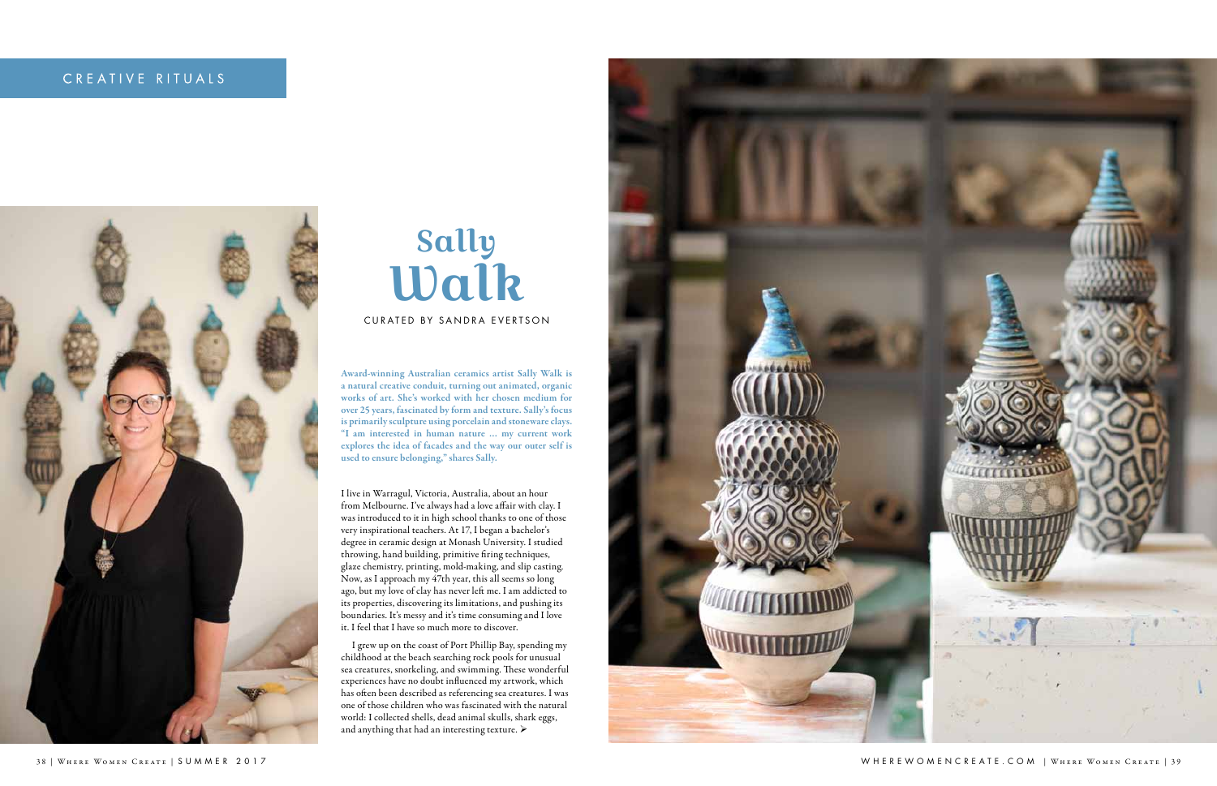CREATIVE RITUALS

# Sally Walk

CURATED BY SANDRA EVERTSON

**Award-winning Australian ceramics artist Sally Walk is a natural creative conduit, turning out animated, organic works of art. She's worked with her chosen medium for over 25 years, fascinated by form and texture. Sally's focus is primarily sculpture using porcelain and stoneware clays. "I am interested in human nature ... my current work explores the idea of facades and the way our outer self is used to ensure belonging," shares Sally.**

I live in Warragul, Victoria, Australia, about an hour from Melbourne. I've always had a love affair with clay. I was introduced to it in high school thanks to one of those very inspirational teachers. At 17, I began a bachelor's degree in ceramic design at Monash University. I studied throwing, hand building, primitive firing techniques, glaze chemistry, printing, mold-making, and slip casting. Now, as I approach my 47th year, this all seems so long ago, but my love of clay has never left me. I am addicted to its properties, discovering its limitations, and pushing its boundaries. It's messy and it's time consuming and I love it. I feel that I have so much more to discover.

I grew up on the coast of Port Phillip Bay, spending my childhood at the beach searching rock pools for unusual sea creatures, snorkeling, and swimming. These wonderful experiences have no doubt influenced my artwork, which has often been described as referencing sea creatures. I was one of those children who was fascinated with the natural world: I collected shells, dead animal skulls, shark eggs, and anything that had an interesting texture. ➢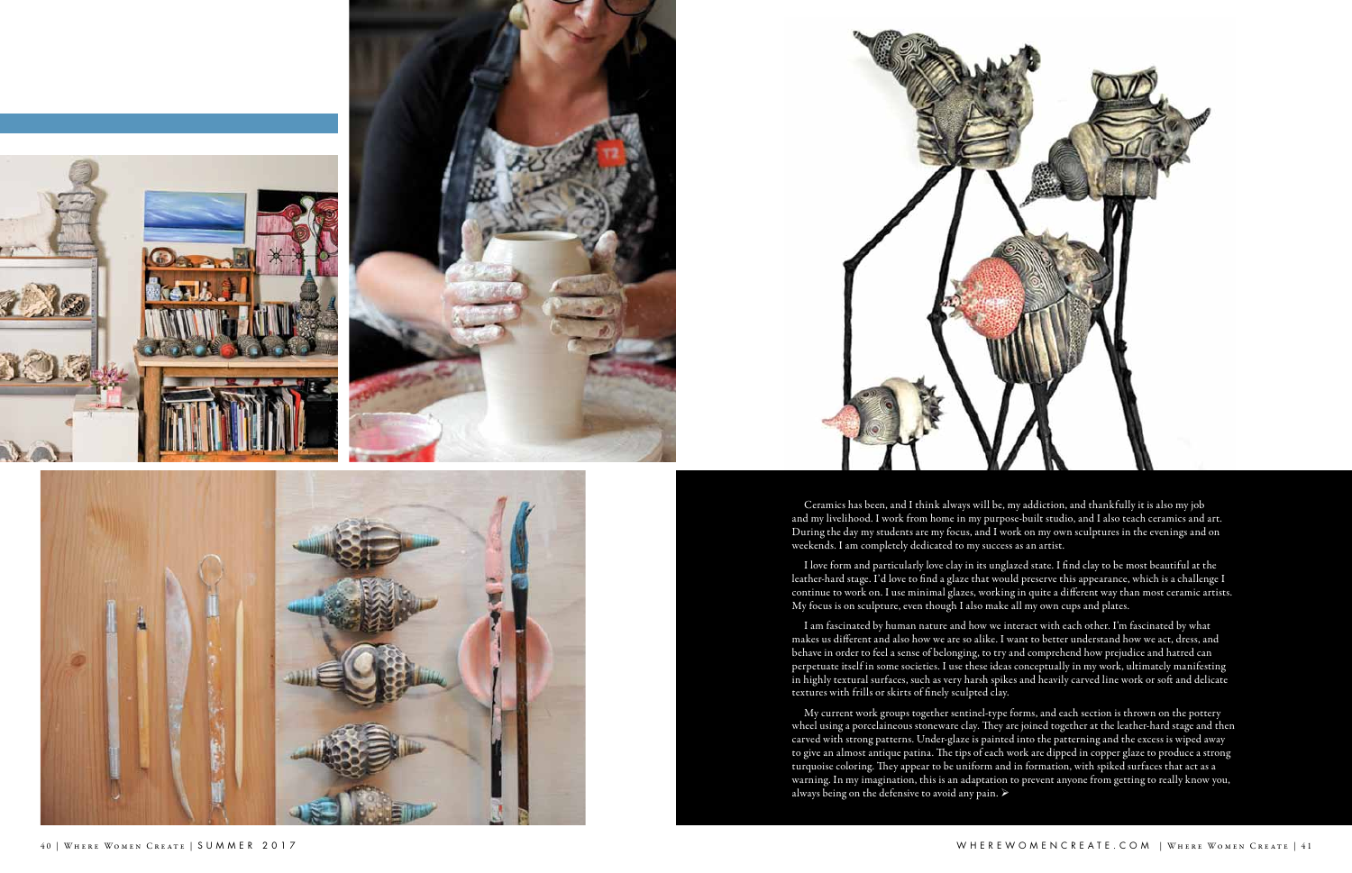Ceramics has been, and I think always will be, my addiction, and thankfully it is also my job and my livelihood. I work from home in my purpose-built studio, and I also teach ceramics and art. During the day my students are my focus, and I work on my own sculptures in the evenings and on weekends. I am completely dedicated to my success as an artist.

I love form and particularly love clay in its unglazed state. I find clay to be most beautiful at the leather-hard stage. I'd love to find a glaze that would preserve this appearance, which is a challenge I continue to work on. I use minimal glazes, working in quite a different way than most ceramic artists. My focus is on sculpture, even though I also make all my own cups and plates.

I am fascinated by human nature and how we interact with each other. I'm fascinated by what makes us different and also how we are so alike. I want to better understand how we act, dress, and behave in order to feel a sense of belonging, to try and comprehend how prejudice and hatred can perpetuate itself in some societies. I use these ideas conceptually in my work, ultimately manifesting in highly textural surfaces, such as very harsh spikes and heavily carved line work or soft and delicate textures with frills or skirts of finely sculpted clay.

My current work groups together sentinel-type forms, and each section is thrown on the pottery wheel using a porcelaineous stoneware clay. They are joined together at the leather-hard stage and then carved with strong patterns. Under-glaze is painted into the patterning and the excess is wiped away to give an almost antique patina. The tips of each work are dipped in copper glaze to produce a strong turquoise coloring. They appear to be uniform and in formation, with spiked surfaces that act as a warning. In my imagination, this is an adaptation to prevent anyone from getting to really know you, always being on the defensive to avoid any pain. ➢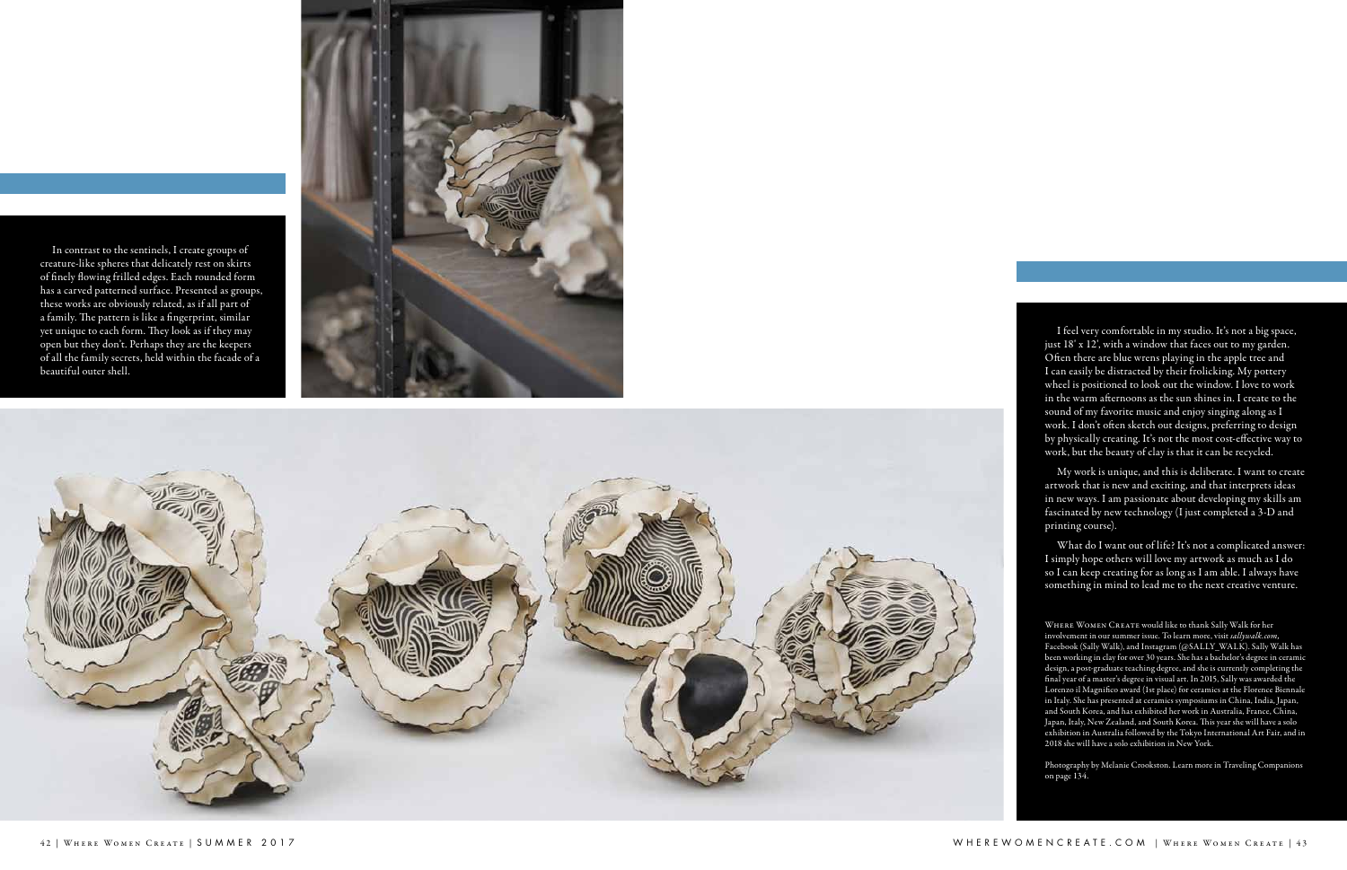In contrast to the sentinels, I create groups of creature-like spheres that delicately rest on skirts of finely flowing frilled edges. Each rounded form has a carved patterned surface. Presented as groups, these works are obviously related, as if all part of a family. The pattern is like a fingerprint, similar yet unique to each form. They look as if they may open but they don't. Perhaps they are the keepers of all the family secrets, held within the facade of a beautiful outer shell.

I feel very comfortable in my studio. It's not a big space, just 18' x 12', with a window that faces out to my garden. Often there are blue wrens playing in the apple tree and I can easily be distracted by their frolicking. My pottery wheel is positioned to look out the window. I love to work in the warm afternoons as the sun shines in. I create to the sound of my favorite music and enjoy singing along as I work. I don't often sketch out designs, preferring to design by physically creating. It's not the most cost-effective way to work, but the beauty of clay is that it can be recycled.

My work is unique, and this is deliberate. I want to create artwork that is new and exciting, and that interprets ideas in new ways. I am passionate about developing my skills am fascinated by new technology (I just completed a 3-D and printing course).

What do I want out of life? It's not a complicated answer: I simply hope others will love my artwork as much as I do so I can keep creating for as long as I am able. I always have something in mind to lead me to the next creative venture.

Where Women Create would like to thank Sally Walk for her involvement in our summer issue. To learn more, visit *sallywalk.com*, Facebook (Sally Walk), and Instagram (@SALLY_WALK). Sally Walk has been working in clay for over 30 years. She has a bachelor's degree in ceramic design, a post-graduate teaching degree, and she is currently completing the final year of a master's degree in visual art. In 2015, Sally was awarded the Lorenzo il Magnifico award (1st place) for ceramics at the Florence Biennale in Italy. She has presented at ceramics symposiums in China, India, Japan, and South Korea, and has exhibited her work in Australia, France, China, Japan, Italy, New Zealand, and South Korea. This year she will have a solo exhibition in Australia followed by the Tokyo International Art Fair, and in 2018 she will have a solo exhibition in New York.

Photography by Melanie Crookston. Learn more in Traveling Companions on page 134.